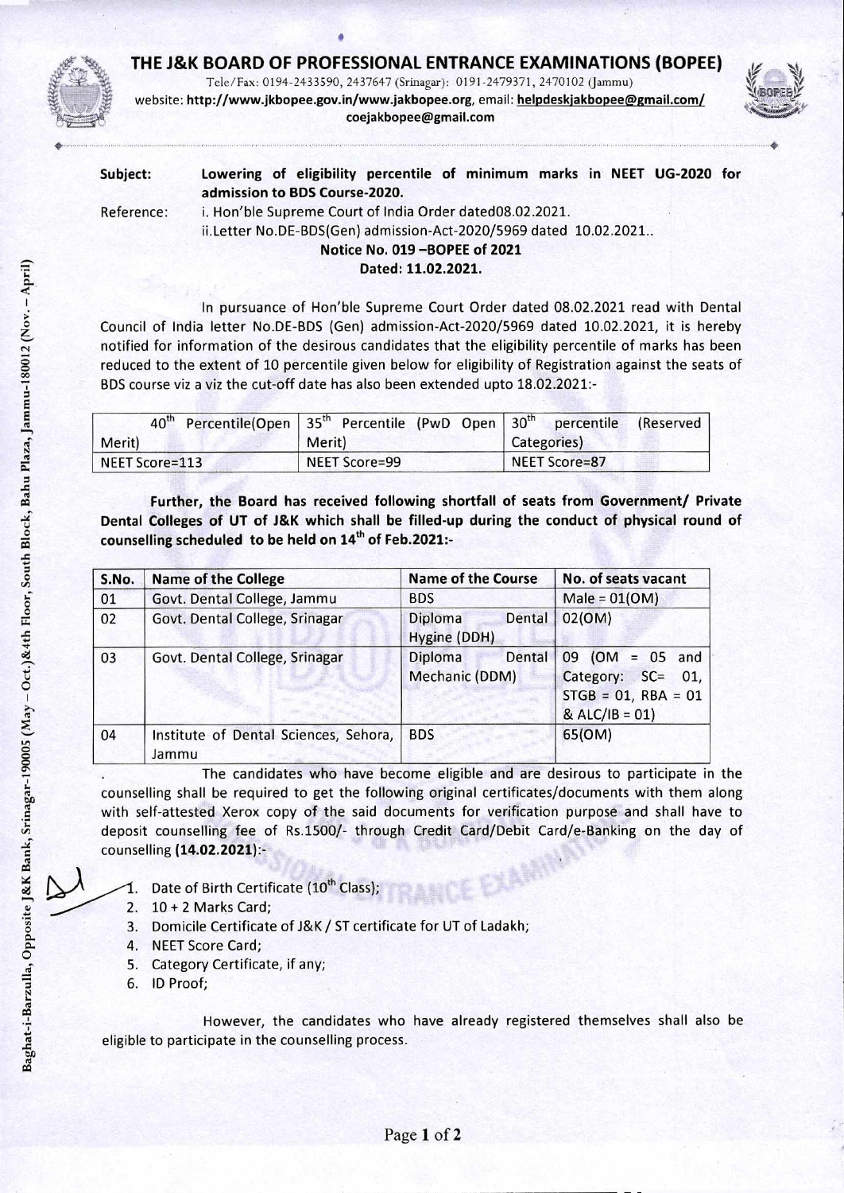# THE J&K BOARD OF PROFESSIONAL ENTRANCE EXAMINATIONS (BOPEE)

Tele/Fax: 0194-2433590, 2437647 (Srinagar): 0191-2479371, 2470102 (Jammu)
website: **http://www.jkbopee.gov.in/www.jakbopee.org**, email: **helpdeskjakbopee@gmail.com/ coejakbopee@gmail.com**

Baghat-i-Barzulla, Opposite J&K Bank, Srinagar-190005 (May – Oct.)&4th Floor, South Block, Bahu Plaza, Jammu-180012 (Nov. – April)

**Subject:** **Lowering of eligibility percentile of minimum marks in NEET UG-2020 for admission to BDS Course-2020.**

Reference: i. Hon'ble Supreme Court of India Order dated08.02.2021.
ii.Letter No.DE-BDS(Gen) admission-Act-2020/5969 dated 10.02.2021..

**Notice No. 019 –BOPEE of 2021**
**Dated: 11.02.2021.**

In pursuance of Hon'ble Supreme Court Order dated 08.02.2021 read with Dental Council of India letter No.DE-BDS (Gen) admission-Act-2020/5969 dated 10.02.2021, it is hereby notified for information of the desirous candidates that the eligibility percentile of marks has been reduced to the extent of 10 percentile given below for eligibility of Registration against the seats of BDS course viz a viz the cut-off date has also been extended upto 18.02.2021:-

| 40th Percentile(Open Merit) | 35th Percentile (PwD Open Merit) | 30th percentile (Reserved Categories) |
|---|---|---|
| NEET Score=113 | NEET Score=99 | NEET Score=87 |

**Further, the Board has received following shortfall of seats from Government/ Private Dental Colleges of UT of J&K which shall be filled-up during the conduct of physical round of counselling scheduled to be held on 14th of Feb.2021:-**

| S.No. | Name of the College | Name of the Course | No. of seats vacant |
|---|---|---|---|
| 01 | Govt. Dental College, Jammu | BDS | Male = 01(OM) |
| 02 | Govt. Dental College, Srinagar | Diploma Dental Hygine (DDH) | 02(OM) |
| 03 | Govt. Dental College, Srinagar | Diploma Dental Mechanic (DDM) | 09 (OM = 05 and Category: SC= 01, STGB = 01, RBA = 01 & ALC/IB = 01) |
| 04 | Institute of Dental Sciences, Sehora, Jammu | BDS | 65(OM) |

The candidates who have become eligible and are desirous to participate in the counselling shall be required to get the following original certificates/documents with them along with self-attested Xerox copy of the said documents for verification purpose and shall have to deposit counselling fee of Rs.1500/- through Credit Card/Debit Card/e-Banking on the day of counselling **(14.02.2021)**:-

1. Date of Birth Certificate (10th Class);
2. 10 + 2 Marks Card;
3. Domicile Certificate of J&K / ST certificate for UT of Ladakh;
4. NEET Score Card;
5. Category Certificate, if any;
6. ID Proof;

However, the candidates who have already registered themselves shall also be eligible to participate in the counselling process.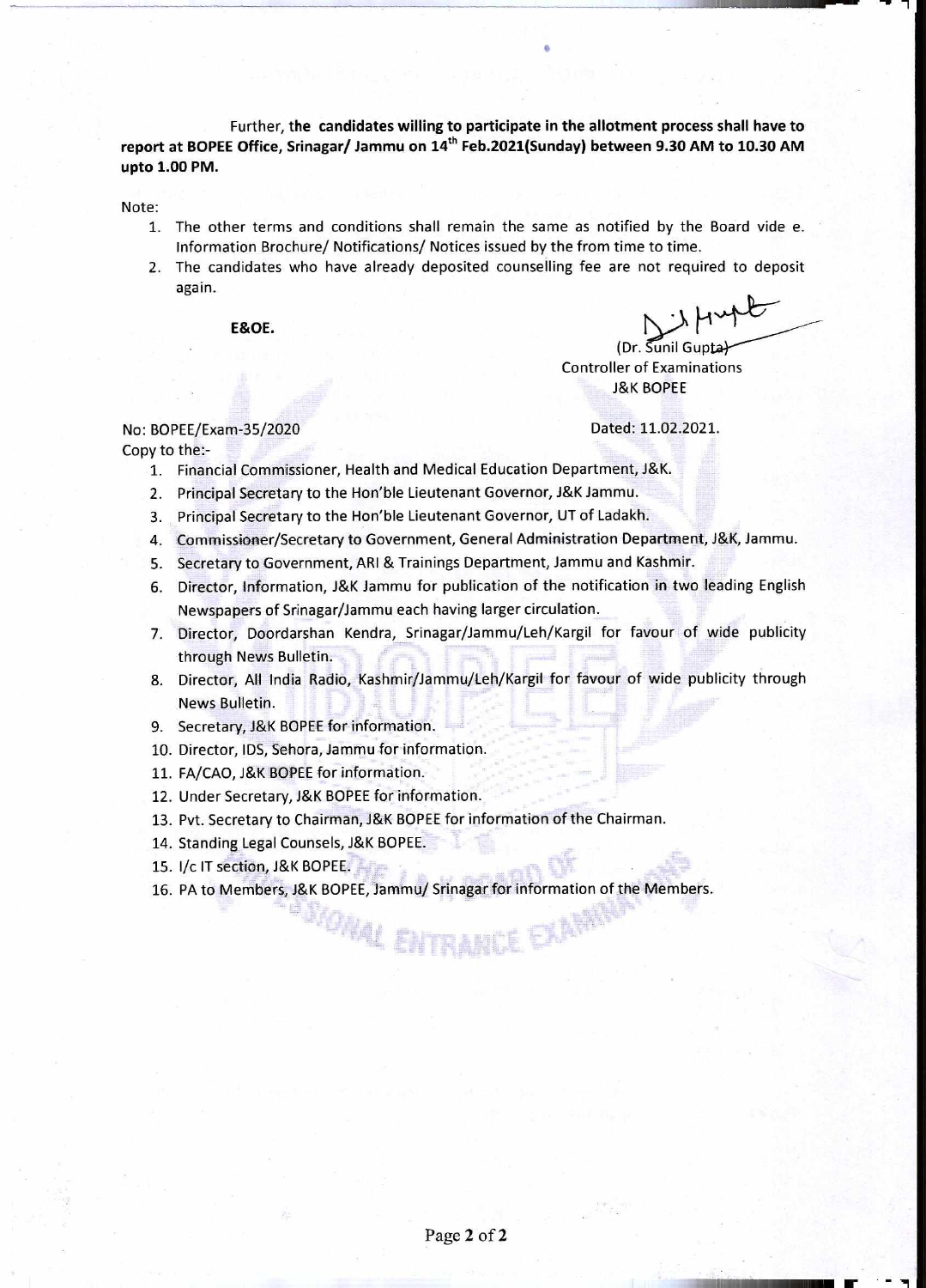Further, **the candidates willing to participate in the allotment process shall have to report at BOPEE Office, Srinagar/ Jammu on 14th Feb.2021(Sunday) between 9.30 AM to 10.30 AM upto 1.00 PM.**

Note:

1. The other terms and conditions shall remain the same as notified by the Board vide e. Information Brochure/ Notifications/ Notices issued by the from time to time.
2. The candidates who have already deposited counselling fee are not required to deposit again.

**E&OE.**

(Dr. Sunil Gupta)
Controller of Examinations
J&K BOPEE

No: BOPEE/Exam-35/2020

Dated: 11.02.2021.

Copy to the:-

1. Financial Commissioner, Health and Medical Education Department, J&K.
2. Principal Secretary to the Hon'ble Lieutenant Governor, J&K Jammu.
3. Principal Secretary to the Hon'ble Lieutenant Governor, UT of Ladakh.
4. Commissioner/Secretary to Government, General Administration Department, J&K, Jammu.
5. Secretary to Government, ARI & Trainings Department, Jammu and Kashmir.
6. Director, Information, J&K Jammu for publication of the notification in two leading English Newspapers of Srinagar/Jammu each having larger circulation.
7. Director, Doordarshan Kendra, Srinagar/Jammu/Leh/Kargil for favour of wide publicity through News Bulletin.
8. Director, All India Radio, Kashmir/Jammu/Leh/Kargil for favour of wide publicity through News Bulletin.
9. Secretary, J&K BOPEE for information.
10. Director, IDS, Sehora, Jammu for information.
11. FA/CAO, J&K BOPEE for information.
12. Under Secretary, J&K BOPEE for information.
13. Pvt. Secretary to Chairman, J&K BOPEE for information of the Chairman.
14. Standing Legal Counsels, J&K BOPEE.
15. I/c IT section, J&K BOPEE.
16. PA to Members, J&K BOPEE, Jammu/ Srinagar for information of the Members.